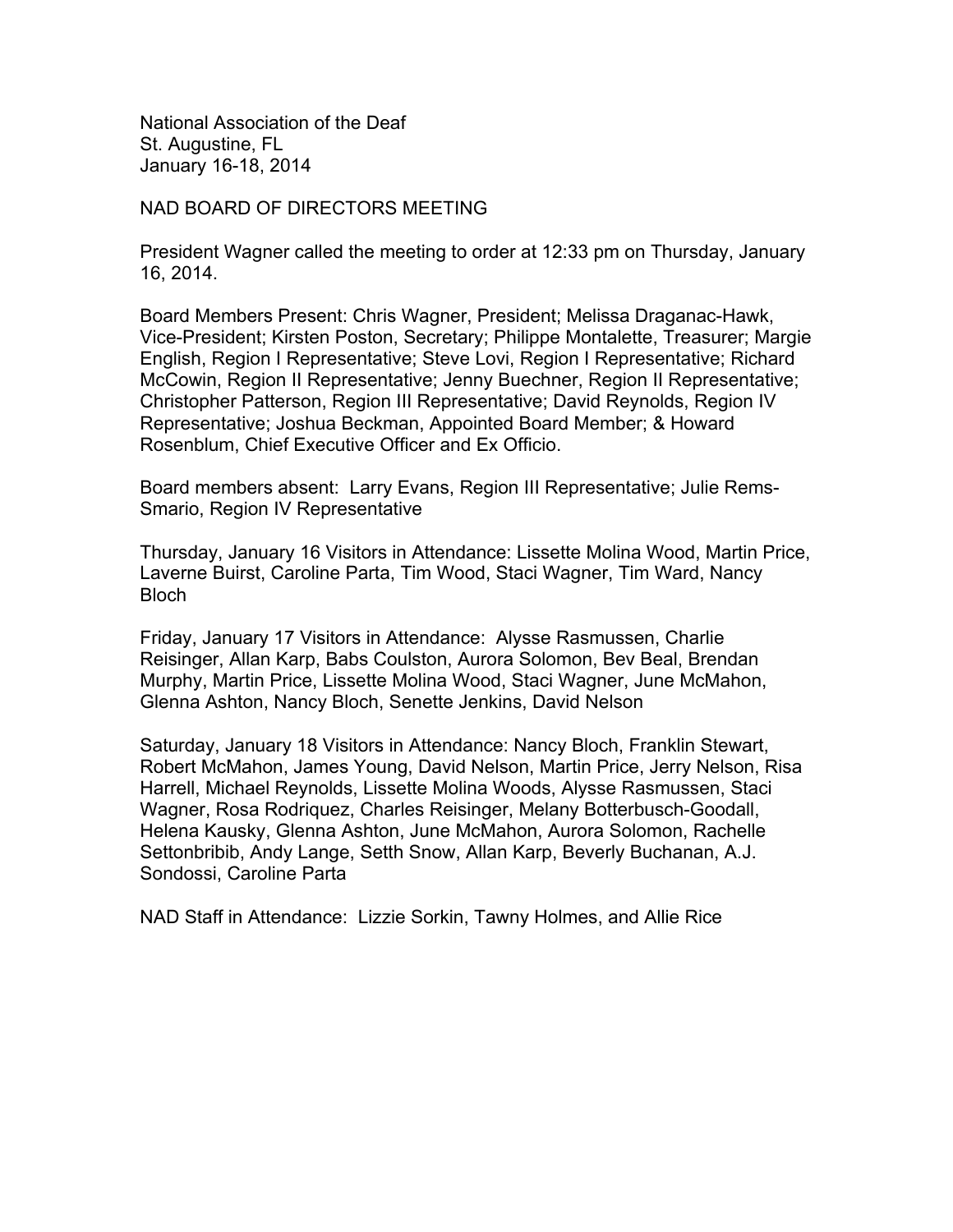National Association of the Deaf
St. Augustine, FL
January 16-18, 2014

# NAD BOARD OF DIRECTORS MEETING

President Wagner called the meeting to order at 12:33 pm on Thursday, January 16, 2014.

Board Members Present: Chris Wagner, President; Melissa Draganac-Hawk, Vice-President; Kirsten Poston, Secretary; Philippe Montalette, Treasurer; Margie English, Region I Representative; Steve Lovi, Region I Representative; Richard McCowin, Region II Representative; Jenny Buechner, Region II Representative; Christopher Patterson, Region III Representative; David Reynolds, Region IV Representative; Joshua Beckman, Appointed Board Member; & Howard Rosenblum, Chief Executive Officer and Ex Officio.

Board members absent: Larry Evans, Region III Representative; Julie Rems-Smario, Region IV Representative

Thursday, January 16 Visitors in Attendance: Lissette Molina Wood, Martin Price, Laverne Buirst, Caroline Parta, Tim Wood, Staci Wagner, Tim Ward, Nancy Bloch

Friday, January 17 Visitors in Attendance: Alysse Rasmussen, Charlie Reisinger, Allan Karp, Babs Coulston, Aurora Solomon, Bev Beal, Brendan Murphy, Martin Price, Lissette Molina Wood, Staci Wagner, June McMahon, Glenna Ashton, Nancy Bloch, Senette Jenkins, David Nelson

Saturday, January 18 Visitors in Attendance: Nancy Bloch, Franklin Stewart, Robert McMahon, James Young, David Nelson, Martin Price, Jerry Nelson, Risa Harrell, Michael Reynolds, Lissette Molina Woods, Alysse Rasmussen, Staci Wagner, Rosa Rodriquez, Charles Reisinger, Melany Botterbusch-Goodall, Helena Kausky, Glenna Ashton, June McMahon, Aurora Solomon, Rachelle Settonbribib, Andy Lange, Setth Snow, Allan Karp, Beverly Buchanan, A.J. Sondossi, Caroline Parta

NAD Staff in Attendance: Lizzie Sorkin, Tawny Holmes, and Allie Rice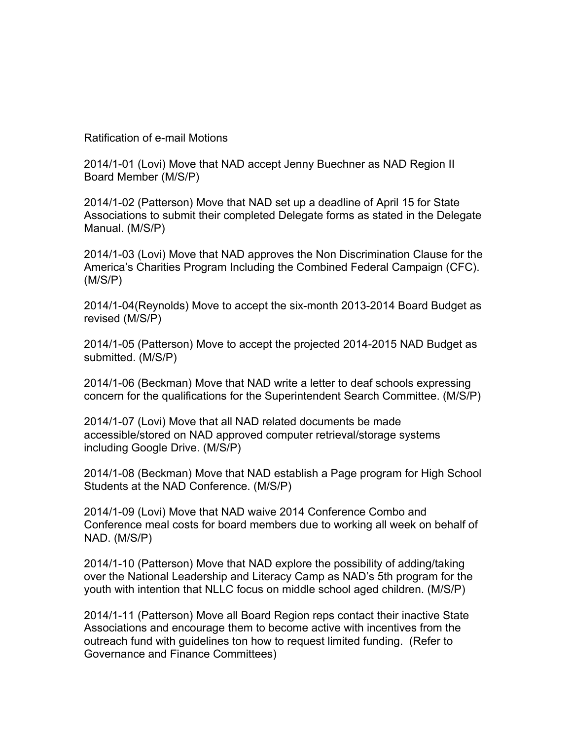Ratification of e-mail Motions

2014/1-01 (Lovi) Move that NAD accept Jenny Buechner as NAD Region II Board Member (M/S/P)

2014/1-02 (Patterson) Move that NAD set up a deadline of April 15 for State Associations to submit their completed Delegate forms as stated in the Delegate Manual. (M/S/P)

2014/1-03 (Lovi) Move that NAD approves the Non Discrimination Clause for the America's Charities Program Including the Combined Federal Campaign (CFC). (M/S/P)

2014/1-04(Reynolds) Move to accept the six-month 2013-2014 Board Budget as revised (M/S/P)

2014/1-05 (Patterson) Move to accept the projected 2014-2015 NAD Budget as submitted. (M/S/P)

2014/1-06 (Beckman) Move that NAD write a letter to deaf schools expressing concern for the qualifications for the Superintendent Search Committee. (M/S/P)

2014/1-07 (Lovi) Move that all NAD related documents be made accessible/stored on NAD approved computer retrieval/storage systems including Google Drive. (M/S/P)

2014/1-08 (Beckman) Move that NAD establish a Page program for High School Students at the NAD Conference. (M/S/P)

2014/1-09 (Lovi) Move that NAD waive 2014 Conference Combo and Conference meal costs for board members due to working all week on behalf of NAD. (M/S/P)

2014/1-10 (Patterson) Move that NAD explore the possibility of adding/taking over the National Leadership and Literacy Camp as NAD's 5th program for the youth with intention that NLLC focus on middle school aged children. (M/S/P)

2014/1-11 (Patterson) Move all Board Region reps contact their inactive State Associations and encourage them to become active with incentives from the outreach fund with guidelines ton how to request limited funding. (Refer to Governance and Finance Committees)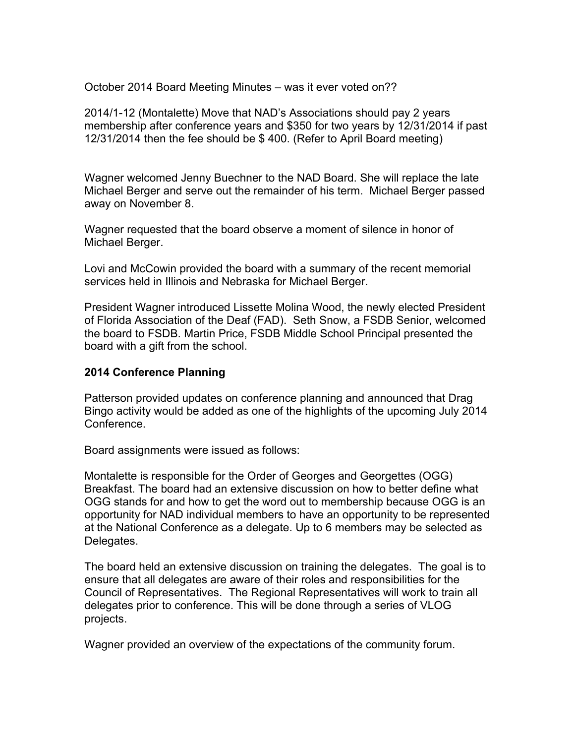October 2014 Board Meeting Minutes – was it ever voted on??

2014/1-12 (Montalette) Move that NAD's Associations should pay 2 years membership after conference years and $350 for two years by 12/31/2014 if past 12/31/2014 then the fee should be $ 400. (Refer to April Board meeting)

Wagner welcomed Jenny Buechner to the NAD Board. She will replace the late Michael Berger and serve out the remainder of his term. Michael Berger passed away on November 8.

Wagner requested that the board observe a moment of silence in honor of Michael Berger.

Lovi and McCowin provided the board with a summary of the recent memorial services held in Illinois and Nebraska for Michael Berger.

President Wagner introduced Lissette Molina Wood, the newly elected President of Florida Association of the Deaf (FAD). Seth Snow, a FSDB Senior, welcomed the board to FSDB. Martin Price, FSDB Middle School Principal presented the board with a gift from the school.

**2014 Conference Planning**

Patterson provided updates on conference planning and announced that Drag Bingo activity would be added as one of the highlights of the upcoming July 2014 Conference.

Board assignments were issued as follows:

Montalette is responsible for the Order of Georges and Georgettes (OGG) Breakfast. The board had an extensive discussion on how to better define what OGG stands for and how to get the word out to membership because OGG is an opportunity for NAD individual members to have an opportunity to be represented at the National Conference as a delegate. Up to 6 members may be selected as Delegates.

The board held an extensive discussion on training the delegates. The goal is to ensure that all delegates are aware of their roles and responsibilities for the Council of Representatives. The Regional Representatives will work to train all delegates prior to conference. This will be done through a series of VLOG projects.

Wagner provided an overview of the expectations of the community forum.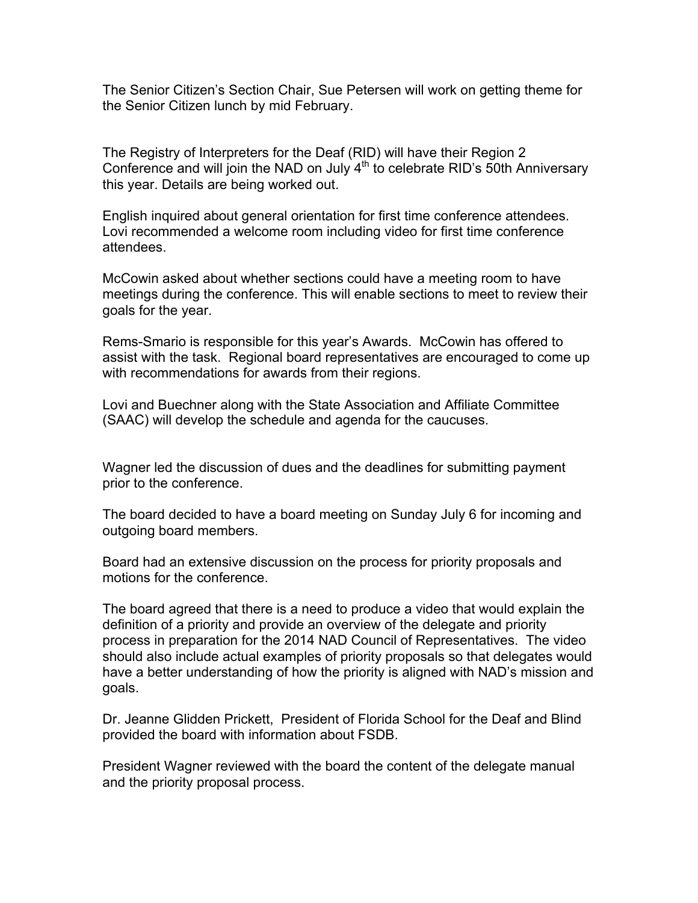The Senior Citizen's Section Chair, Sue Petersen will work on getting theme for the Senior Citizen lunch by mid February.

The Registry of Interpreters for the Deaf (RID) will have their Region 2 Conference and will join the NAD on July 4th to celebrate RID's 50th Anniversary this year. Details are being worked out.

English inquired about general orientation for first time conference attendees. Lovi recommended a welcome room including video for first time conference attendees.

McCowin asked about whether sections could have a meeting room to have meetings during the conference. This will enable sections to meet to review their goals for the year.

Rems-Smario is responsible for this year's Awards. McCowin has offered to assist with the task. Regional board representatives are encouraged to come up with recommendations for awards from their regions.

Lovi and Buechner along with the State Association and Affiliate Committee (SAAC) will develop the schedule and agenda for the caucuses.

Wagner led the discussion of dues and the deadlines for submitting payment prior to the conference.

The board decided to have a board meeting on Sunday July 6 for incoming and outgoing board members.

Board had an extensive discussion on the process for priority proposals and motions for the conference.

The board agreed that there is a need to produce a video that would explain the definition of a priority and provide an overview of the delegate and priority process in preparation for the 2014 NAD Council of Representatives. The video should also include actual examples of priority proposals so that delegates would have a better understanding of how the priority is aligned with NAD's mission and goals.

Dr. Jeanne Glidden Prickett, President of Florida School for the Deaf and Blind provided the board with information about FSDB.

President Wagner reviewed with the board the content of the delegate manual and the priority proposal process.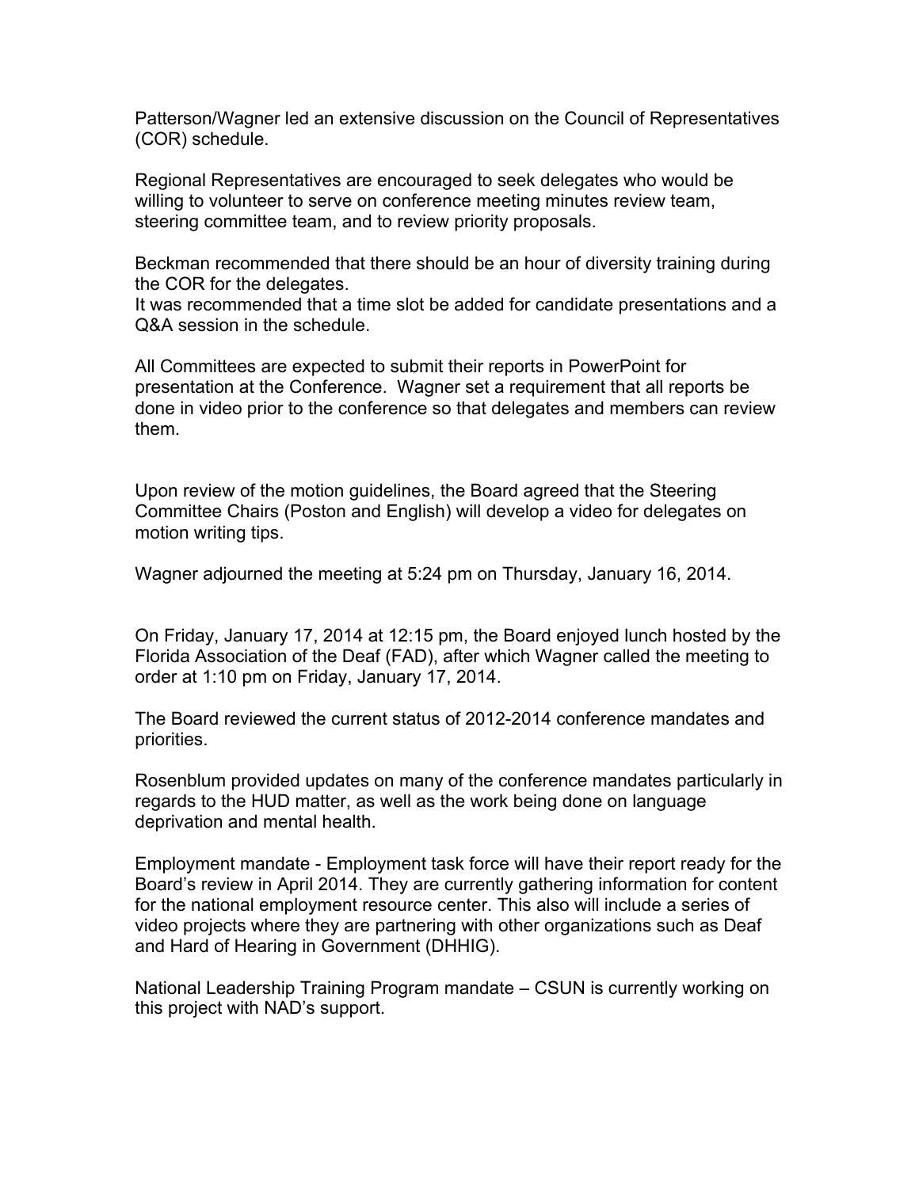Patterson/Wagner led an extensive discussion on the Council of Representatives (COR) schedule.

Regional Representatives are encouraged to seek delegates who would be willing to volunteer to serve on conference meeting minutes review team, steering committee team, and to review priority proposals.

Beckman recommended that there should be an hour of diversity training during the COR for the delegates.
It was recommended that a time slot be added for candidate presentations and a Q&A session in the schedule.

All Committees are expected to submit their reports in PowerPoint for presentation at the Conference. Wagner set a requirement that all reports be done in video prior to the conference so that delegates and members can review them.

Upon review of the motion guidelines, the Board agreed that the Steering Committee Chairs (Poston and English) will develop a video for delegates on motion writing tips.

Wagner adjourned the meeting at 5:24 pm on Thursday, January 16, 2014.

On Friday, January 17, 2014 at 12:15 pm, the Board enjoyed lunch hosted by the Florida Association of the Deaf (FAD), after which Wagner called the meeting to order at 1:10 pm on Friday, January 17, 2014.

The Board reviewed the current status of 2012-2014 conference mandates and priorities.

Rosenblum provided updates on many of the conference mandates particularly in regards to the HUD matter, as well as the work being done on language deprivation and mental health.

Employment mandate - Employment task force will have their report ready for the Board's review in April 2014. They are currently gathering information for content for the national employment resource center. This also will include a series of video projects where they are partnering with other organizations such as Deaf and Hard of Hearing in Government (DHHIG).

National Leadership Training Program mandate – CSUN is currently working on this project with NAD's support.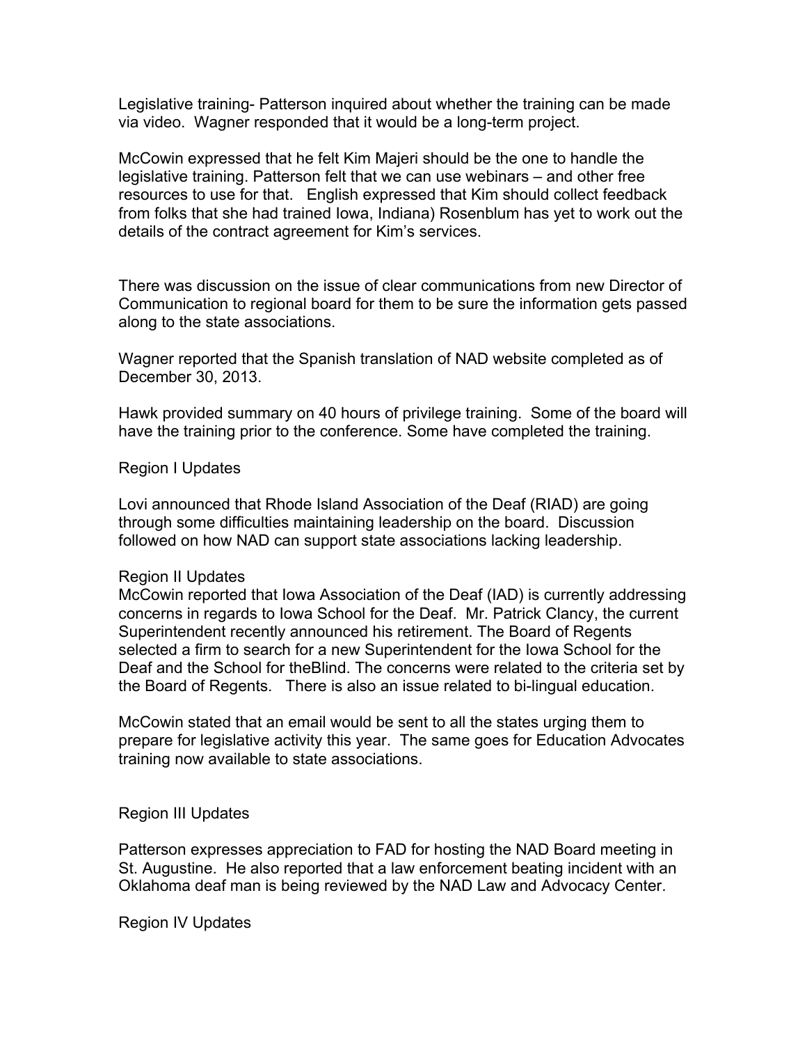Legislative training- Patterson inquired about whether the training can be made via video. Wagner responded that it would be a long-term project.

McCowin expressed that he felt Kim Majeri should be the one to handle the legislative training. Patterson felt that we can use webinars – and other free resources to use for that. English expressed that Kim should collect feedback from folks that she had trained Iowa, Indiana) Rosenblum has yet to work out the details of the contract agreement for Kim's services.

There was discussion on the issue of clear communications from new Director of Communication to regional board for them to be sure the information gets passed along to the state associations.

Wagner reported that the Spanish translation of NAD website completed as of December 30, 2013.

Hawk provided summary on 40 hours of privilege training. Some of the board will have the training prior to the conference. Some have completed the training.

Region I Updates

Lovi announced that Rhode Island Association of the Deaf (RIAD) are going through some difficulties maintaining leadership on the board. Discussion followed on how NAD can support state associations lacking leadership.

Region II Updates

McCowin reported that Iowa Association of the Deaf (IAD) is currently addressing concerns in regards to Iowa School for the Deaf. Mr. Patrick Clancy, the current Superintendent recently announced his retirement. The Board of Regents selected a firm to search for a new Superintendent for the Iowa School for the Deaf and the School for theBlind. The concerns were related to the criteria set by the Board of Regents. There is also an issue related to bi-lingual education.

McCowin stated that an email would be sent to all the states urging them to prepare for legislative activity this year. The same goes for Education Advocates training now available to state associations.

Region III Updates

Patterson expresses appreciation to FAD for hosting the NAD Board meeting in St. Augustine. He also reported that a law enforcement beating incident with an Oklahoma deaf man is being reviewed by the NAD Law and Advocacy Center.

Region IV Updates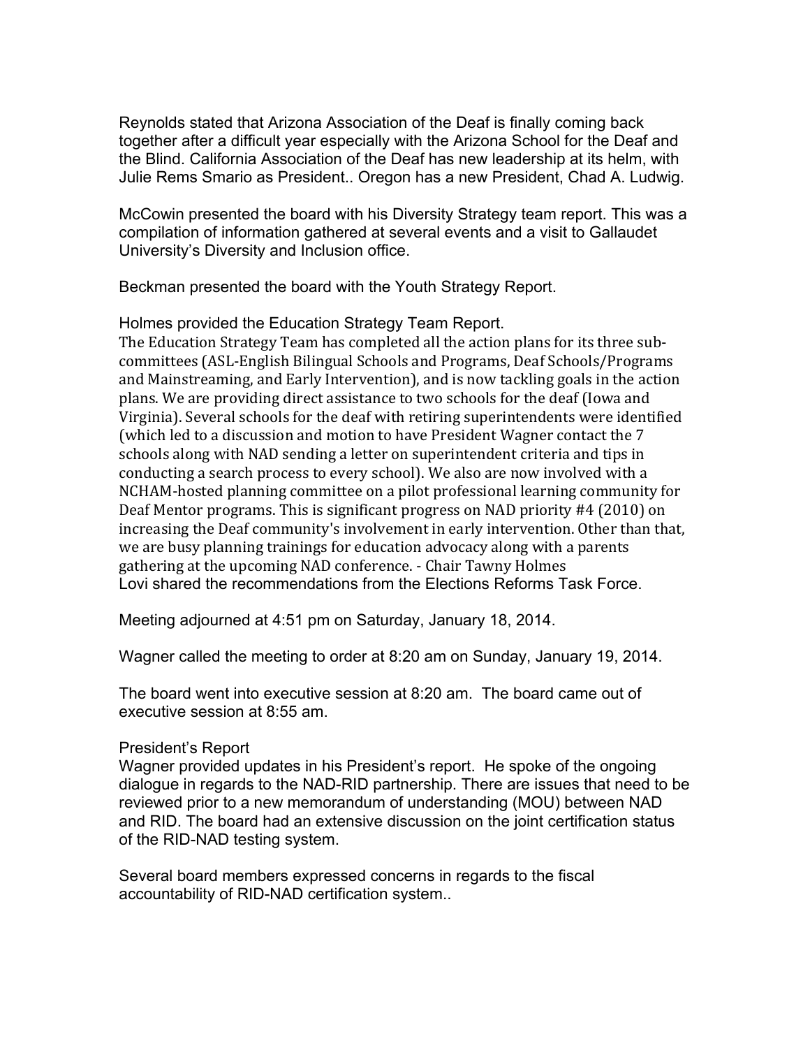Reynolds stated that Arizona Association of the Deaf is finally coming back together after a difficult year especially with the Arizona School for the Deaf and the Blind. California Association of the Deaf has new leadership at its helm, with Julie Rems Smario as President.. Oregon has a new President, Chad A. Ludwig.

McCowin presented the board with his Diversity Strategy team report. This was a compilation of information gathered at several events and a visit to Gallaudet University's Diversity and Inclusion office.

Beckman presented the board with the Youth Strategy Report.

Holmes provided the Education Strategy Team Report.
The Education Strategy Team has completed all the action plans for its three sub-committees (ASL-English Bilingual Schools and Programs, Deaf Schools/Programs and Mainstreaming, and Early Intervention), and is now tackling goals in the action plans. We are providing direct assistance to two schools for the deaf (Iowa and Virginia). Several schools for the deaf with retiring superintendents were identified (which led to a discussion and motion to have President Wagner contact the 7 schools along with NAD sending a letter on superintendent criteria and tips in conducting a search process to every school). We also are now involved with a NCHAM-hosted planning committee on a pilot professional learning community for Deaf Mentor programs. This is significant progress on NAD priority #4 (2010) on increasing the Deaf community's involvement in early intervention. Other than that, we are busy planning trainings for education advocacy along with a parents gathering at the upcoming NAD conference. - Chair Tawny Holmes
Lovi shared the recommendations from the Elections Reforms Task Force.

Meeting adjourned at 4:51 pm on Saturday, January 18, 2014.

Wagner called the meeting to order at 8:20 am on Sunday, January 19, 2014.

The board went into executive session at 8:20 am. The board came out of executive session at 8:55 am.

President's Report
Wagner provided updates in his President's report. He spoke of the ongoing dialogue in regards to the NAD-RID partnership. There are issues that need to be reviewed prior to a new memorandum of understanding (MOU) between NAD and RID. The board had an extensive discussion on the joint certification status of the RID-NAD testing system.

Several board members expressed concerns in regards to the fiscal accountability of RID-NAD certification system..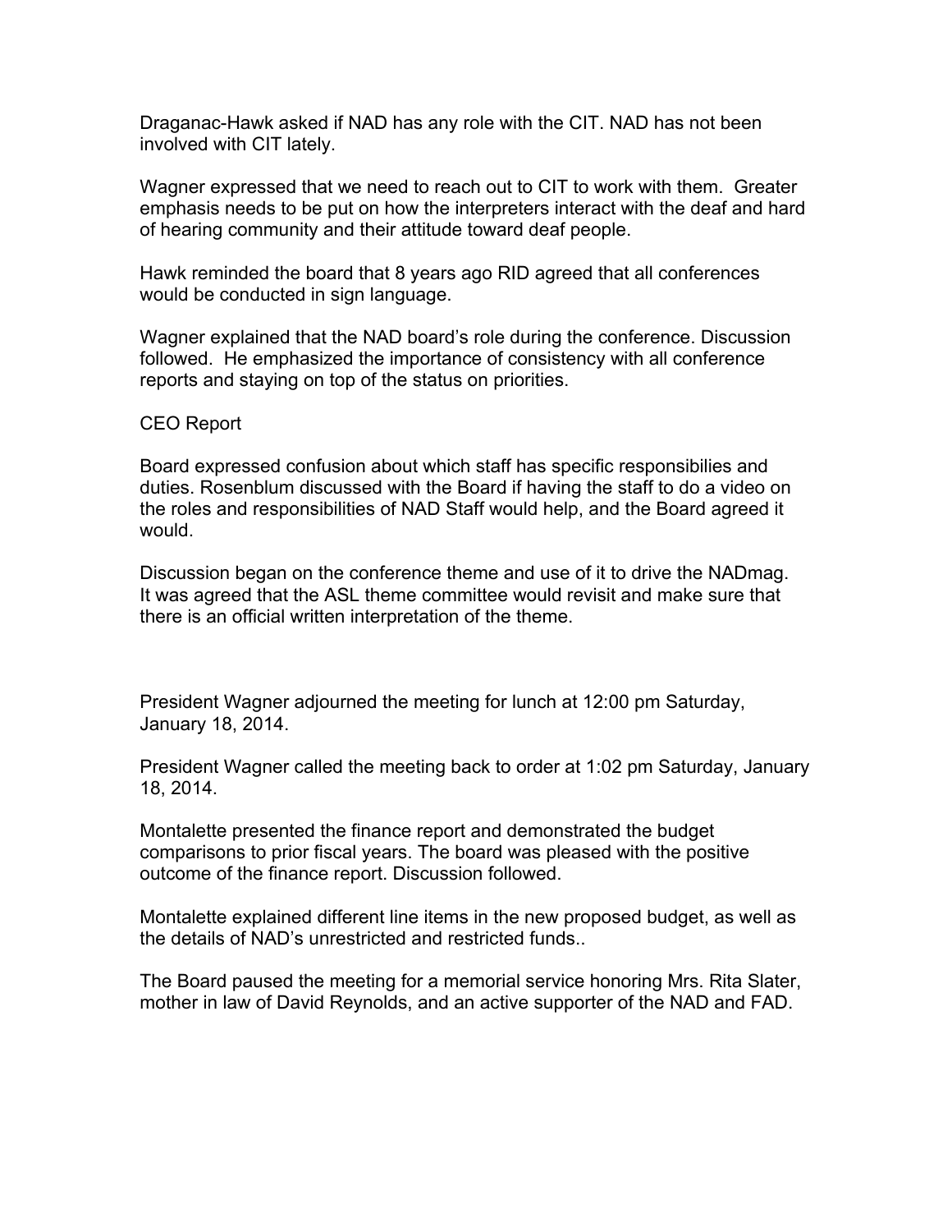Draganac-Hawk asked if NAD has any role with the CIT. NAD has not been involved with CIT lately.

Wagner expressed that we need to reach out to CIT to work with them. Greater emphasis needs to be put on how the interpreters interact with the deaf and hard of hearing community and their attitude toward deaf people.

Hawk reminded the board that 8 years ago RID agreed that all conferences would be conducted in sign language.

Wagner explained that the NAD board's role during the conference. Discussion followed. He emphasized the importance of consistency with all conference reports and staying on top of the status on priorities.

CEO Report

Board expressed confusion about which staff has specific responsibilies and duties. Rosenblum discussed with the Board if having the staff to do a video on the roles and responsibilities of NAD Staff would help, and the Board agreed it would.

Discussion began on the conference theme and use of it to drive the NADmag. It was agreed that the ASL theme committee would revisit and make sure that there is an official written interpretation of the theme.

President Wagner adjourned the meeting for lunch at 12:00 pm Saturday, January 18, 2014.

President Wagner called the meeting back to order at 1:02 pm Saturday, January 18, 2014.

Montalette presented the finance report and demonstrated the budget comparisons to prior fiscal years. The board was pleased with the positive outcome of the finance report. Discussion followed.

Montalette explained different line items in the new proposed budget, as well as the details of NAD's unrestricted and restricted funds..

The Board paused the meeting for a memorial service honoring Mrs. Rita Slater, mother in law of David Reynolds, and an active supporter of the NAD and FAD.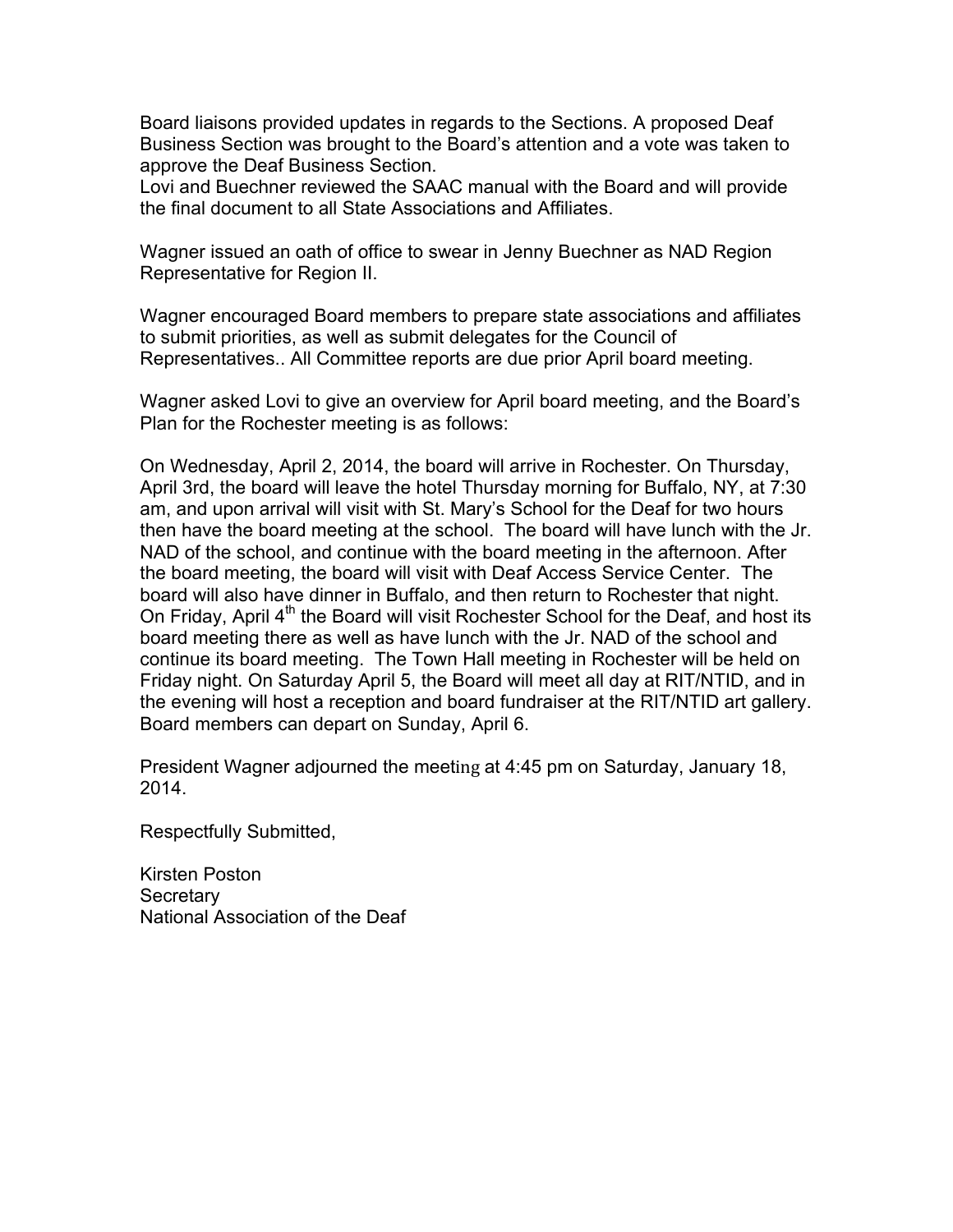Board liaisons provided updates in regards to the Sections. A proposed Deaf Business Section was brought to the Board's attention and a vote was taken to approve the Deaf Business Section.
Lovi and Buechner reviewed the SAAC manual with the Board and will provide the final document to all State Associations and Affiliates.

Wagner issued an oath of office to swear in Jenny Buechner as NAD Region Representative for Region II.

Wagner encouraged Board members to prepare state associations and affiliates to submit priorities, as well as submit delegates for the Council of Representatives.. All Committee reports are due prior April board meeting.

Wagner asked Lovi to give an overview for April board meeting, and the Board's Plan for the Rochester meeting is as follows:

On Wednesday, April 2, 2014, the board will arrive in Rochester. On Thursday, April 3rd, the board will leave the hotel Thursday morning for Buffalo, NY, at 7:30 am, and upon arrival will visit with St. Mary's School for the Deaf for two hours then have the board meeting at the school. The board will have lunch with the Jr. NAD of the school, and continue with the board meeting in the afternoon. After the board meeting, the board will visit with Deaf Access Service Center. The board will also have dinner in Buffalo, and then return to Rochester that night. On Friday, April 4th the Board will visit Rochester School for the Deaf, and host its board meeting there as well as have lunch with the Jr. NAD of the school and continue its board meeting. The Town Hall meeting in Rochester will be held on Friday night. On Saturday April 5, the Board will meet all day at RIT/NTID, and in the evening will host a reception and board fundraiser at the RIT/NTID art gallery. Board members can depart on Sunday, April 6.

President Wagner adjourned the meeting at 4:45 pm on Saturday, January 18, 2014.

Respectfully Submitted,

Kirsten Poston
Secretary
National Association of the Deaf